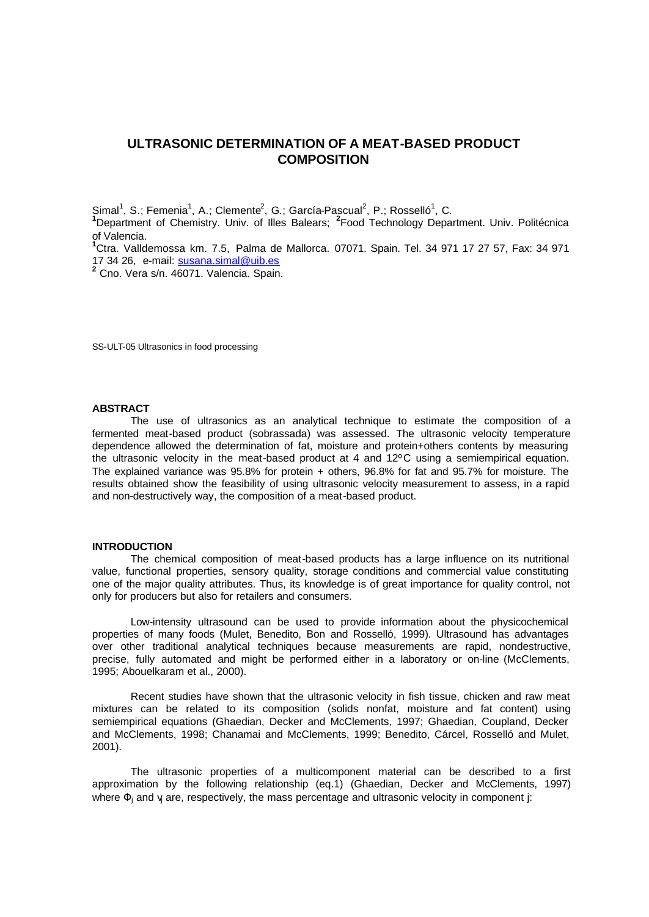# ULTRASONIC DETERMINATION OF A MEAT-BASED PRODUCT COMPOSITION

Simal[1], S.; Femenia[1], A.; Clemente[2], G.; García-Pascual[2], P.; Rosselló[1], C.

[1]Department of Chemistry. Univ. of Illes Balears; [2]Food Technology Department. Univ. Politécnica of Valencia.

[1]Ctra. Valldemossa km. 7.5, Palma de Mallorca. 07071. Spain. Tel. 34 971 17 27 57, Fax: 34 971 17 34 26, e-mail: susana.simal@uib.es

[2] Cno. Vera s/n. 46071. Valencia. Spain.

SS-ULT-05 Ultrasonics in food processing

## ABSTRACT

The use of ultrasonics as an analytical technique to estimate the composition of a fermented meat-based product (sobrassada) was assessed. The ultrasonic velocity temperature dependence allowed the determination of fat, moisture and protein+others contents by measuring the ultrasonic velocity in the meat-based product at 4 and 12ºC using a semiempirical equation. The explained variance was 95.8% for protein + others, 96.8% for fat and 95.7% for moisture. The results obtained show the feasibility of using ultrasonic velocity measurement to assess, in a rapid and non-destructively way, the composition of a meat-based product.

## INTRODUCTION

The chemical composition of meat-based products has a large influence on its nutritional value, functional properties, sensory quality, storage conditions and commercial value constituting one of the major quality attributes. Thus, its knowledge is of great importance for quality control, not only for producers but also for retailers and consumers.

Low-intensity ultrasound can be used to provide information about the physicochemical properties of many foods (Mulet, Benedito, Bon and Rosselló, 1999). Ultrasound has advantages over other traditional analytical techniques because measurements are rapid, nondestructive, precise, fully automated and might be performed either in a laboratory or on-line (McClements, 1995; Abouelkaram et al., 2000).

Recent studies have shown that the ultrasonic velocity in fish tissue, chicken and raw meat mixtures can be related to its composition (solids nonfat, moisture and fat content) using semiempirical equations (Ghaedian, Decker and McClements, 1997; Ghaedian, Coupland, Decker and McClements, 1998; Chanamai and McClements, 1999; Benedito, Cárcel, Rosselló and Mulet, 2001).

The ultrasonic properties of a multicomponent material can be described to a first approximation by the following relationship (eq.1) (Ghaedian, Decker and McClements, 1997) where $\Phi_j$ and $v_j$ are, respectively, the mass percentage and ultrasonic velocity in component j: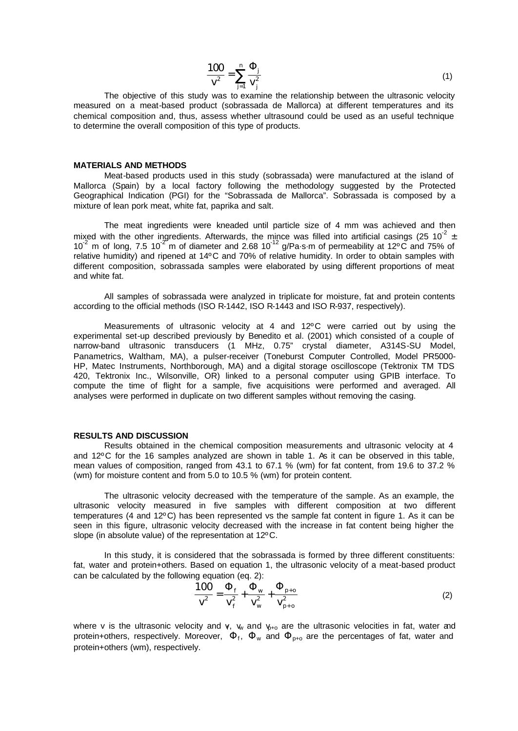$$\frac{100}{v^2} = \sum_{j=1}^{n} \frac{\Phi_j}{v_j^2} \tag{1}$$

The objective of this study was to examine the relationship between the ultrasonic velocity measured on a meat-based product (sobrassada de Mallorca) at different temperatures and its chemical composition and, thus, assess whether ultrasound could be used as an useful technique to determine the overall composition of this type of products.

## MATERIALS AND METHODS

Meat-based products used in this study (sobrassada) were manufactured at the island of Mallorca (Spain) by a local factory following the methodology suggested by the Protected Geographical Indication (PGI) for the "Sobrassada de Mallorca". Sobrassada is composed by a mixture of lean pork meat, white fat, paprika and salt.

The meat ingredients were kneaded until particle size of 4 mm was achieved and then mixed with the other ingredients. Afterwards, the mince was filled into artificial casings (25 $10^{-2} \pm 10^{-2}$ m of long, 7.5 $10^{-2}$ m of diameter and 2.68 $10^{-12}$ g/Pa·s·m of permeability at 12ºC and 75% of relative humidity) and ripened at 14ºC and 70% of relative humidity. In order to obtain samples with different composition, sobrassada samples were elaborated by using different proportions of meat and white fat.

All samples of sobrassada were analyzed in triplicate for moisture, fat and protein contents according to the official methods (ISO R-1442, ISO R-1443 and ISO R-937, respectively).

Measurements of ultrasonic velocity at 4 and 12ºC were carried out by using the experimental set-up described previously by Benedito et al. (2001) which consisted of a couple of narrow-band ultrasonic transducers (1 MHz, 0.75" crystal diameter, A314S-SU Model, Panametrics, Waltham, MA), a pulser-receiver (Toneburst Computer Controlled, Model PR5000-HP, Matec Instruments, Northborough, MA) and a digital storage oscilloscope (Tektronix TM TDS 420, Tektronix Inc., Wilsonville, OR) linked to a personal computer using GPIB interface. To compute the time of flight for a sample, five acquisitions were performed and averaged. All analyses were performed in duplicate on two different samples without removing the casing.

## RESULTS AND DISCUSSION

Results obtained in the chemical composition measurements and ultrasonic velocity at 4 and 12ºC for the 16 samples analyzed are shown in table 1. As it can be observed in this table, mean values of composition, ranged from 43.1 to 67.1 % (wm) for fat content, from 19.6 to 37.2 % (wm) for moisture content and from 5.0 to 10.5 % (wm) for protein content.

The ultrasonic velocity decreased with the temperature of the sample. As an example, the ultrasonic velocity measured in five samples with different composition at two different temperatures (4 and 12ºC) has been represented vs the sample fat content in figure 1. As it can be seen in this figure, ultrasonic velocity decreased with the increase in fat content being higher the slope (in absolute value) of the representation at 12ºC.

In this study, it is considered that the sobrassada is formed by three different constituents: fat, water and protein+others. Based on equation 1, the ultrasonic velocity of a meat-based product can be calculated by the following equation (eq. 2):

$$\frac{100}{v^2} = \frac{\Phi_f}{v_f^2} + \frac{\Phi_w}{v_w^2} + \frac{\Phi_{p+o}}{v_{p+o}^2} \tag{2}$$

where v is the ultrasonic velocity and $v_f$, $v_w$ and $v_{p+o}$ are the ultrasonic velocities in fat, water and protein+others, respectively. Moreover, $\Phi_f$, $\Phi_w$ and $\Phi_{p+o}$ are the percentages of fat, water and protein+others (wm), respectively.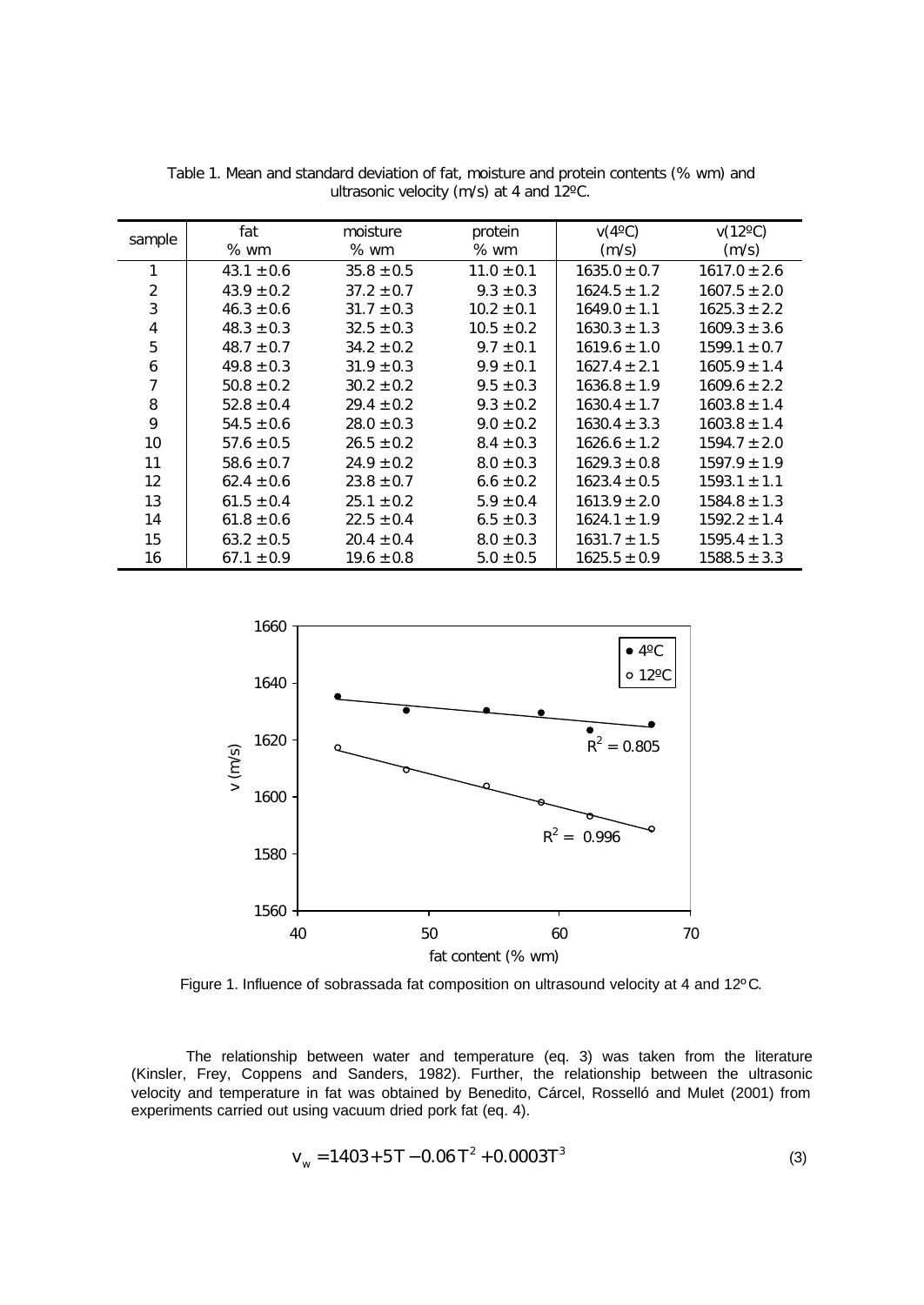Table 1. Mean and standard deviation of fat, moisture and protein contents (% wm) and ultrasonic velocity (m/s) at 4 and 12ºC.

| sample | fat % wm | moisture % wm | protein % wm | v(4ºC) (m/s) | v(12ºC) (m/s) |
|---|---|---|---|---|---|
| 1 | 43.1 ± 0.6 | 35.8 ± 0.5 | 11.0 ± 0.1 | 1635.0 ± 0.7 | 1617.0 ± 2.6 |
| 2 | 43.9 ± 0.2 | 37.2 ± 0.7 | 9.3 ± 0.3 | 1624.5 ± 1.2 | 1607.5 ± 2.0 |
| 3 | 46.3 ± 0.6 | 31.7 ± 0.3 | 10.2 ± 0.1 | 1649.0 ± 1.1 | 1625.3 ± 2.2 |
| 4 | 48.3 ± 0.3 | 32.5 ± 0.3 | 10.5 ± 0.2 | 1630.3 ± 1.3 | 1609.3 ± 3.6 |
| 5 | 48.7 ± 0.7 | 34.2 ± 0.2 | 9.7 ± 0.1 | 1619.6 ± 1.0 | 1599.1 ± 0.7 |
| 6 | 49.8 ± 0.3 | 31.9 ± 0.3 | 9.9 ± 0.1 | 1627.4 ± 2.1 | 1605.9 ± 1.4 |
| 7 | 50.8 ± 0.2 | 30.2 ± 0.2 | 9.5 ± 0.3 | 1636.8 ± 1.9 | 1609.6 ± 2.2 |
| 8 | 52.8 ± 0.4 | 29.4 ± 0.2 | 9.3 ± 0.2 | 1630.4 ± 1.7 | 1603.8 ± 1.4 |
| 9 | 54.5 ± 0.6 | 28.0 ± 0.3 | 9.0 ± 0.2 | 1630.4 ± 3.3 | 1603.8 ± 1.4 |
| 10 | 57.6 ± 0.5 | 26.5 ± 0.2 | 8.4 ± 0.3 | 1626.6 ± 1.2 | 1594.7 ± 2.0 |
| 11 | 58.6 ± 0.7 | 24.9 ± 0.2 | 8.0 ± 0.3 | 1629.3 ± 0.8 | 1597.9 ± 1.9 |
| 12 | 62.4 ± 0.6 | 23.8 ± 0.7 | 6.6 ± 0.2 | 1623.4 ± 0.5 | 1593.1 ± 1.1 |
| 13 | 61.5 ± 0.4 | 25.1 ± 0.2 | 5.9 ± 0.4 | 1613.9 ± 2.0 | 1584.8 ± 1.3 |
| 14 | 61.8 ± 0.6 | 22.5 ± 0.4 | 6.5 ± 0.3 | 1624.1 ± 1.9 | 1592.2 ± 1.4 |
| 15 | 63.2 ± 0.5 | 20.4 ± 0.4 | 8.0 ± 0.3 | 1631.7 ± 1.5 | 1595.4 ± 1.3 |
| 16 | 67.1 ± 0.9 | 19.6 ± 0.8 | 5.0 ± 0.5 | 1625.5 ± 0.9 | 1588.5 ± 3.3 |

Figure 1. Influence of sobrassada fat composition on ultrasound velocity at 4 and 12ºC.

The relationship between water and temperature (eq. 3) was taken from the literature (Kinsler, Frey, Coppens and Sanders, 1982). Further, the relationship between the ultrasonic velocity and temperature in fat was obtained by Benedito, Cárcel, Rosselló and Mulet (2001) from experiments carried out using vacuum dried pork fat (eq. 4).

$$v_w = 1403 + 5T - 0.06T^2 + 0.0003T^3 \tag{3}$$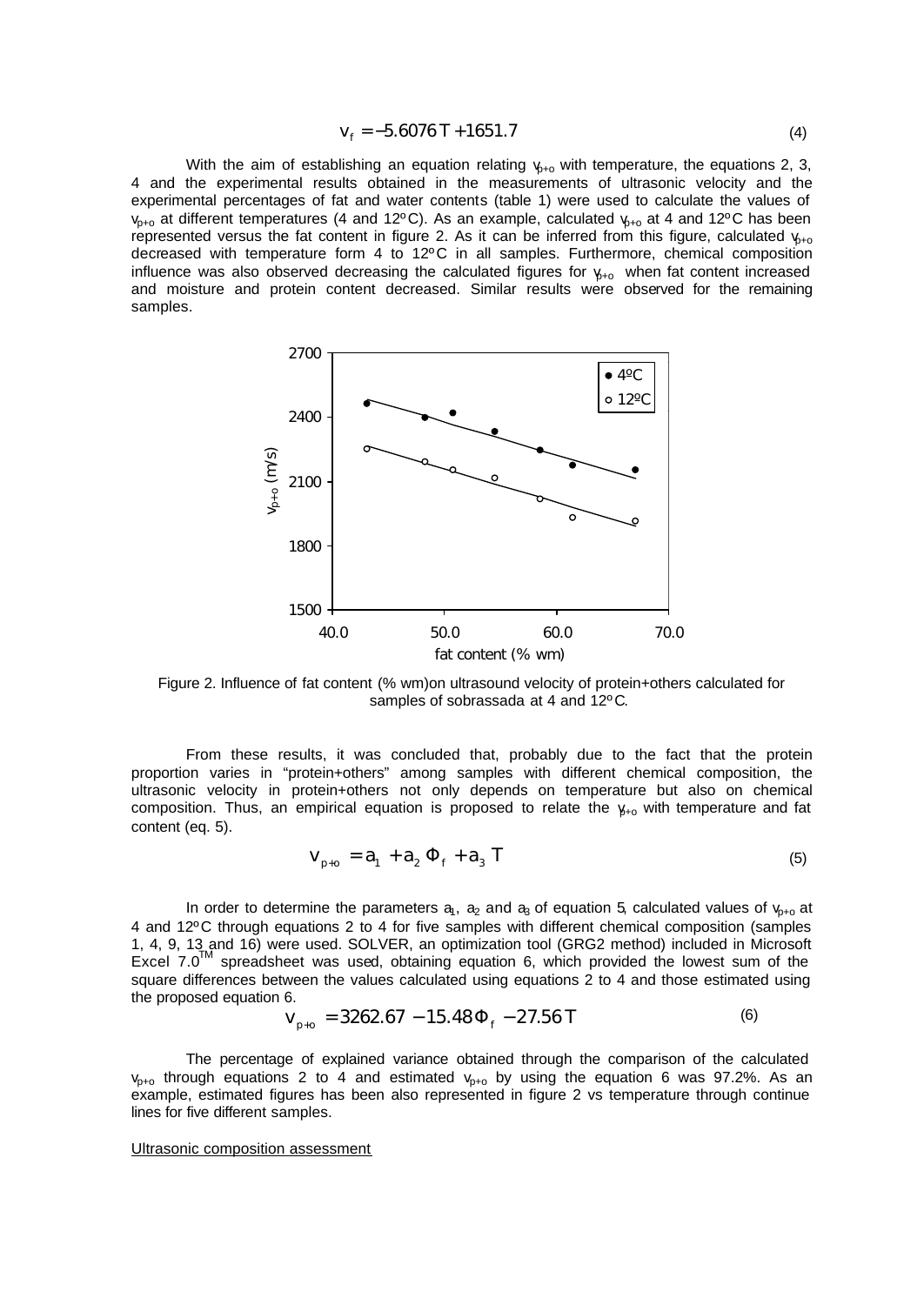$$v_f = -5.6076\,T + 1651.7 \tag{4}$$

With the aim of establishing an equation relating $v_{p+o}$ with temperature, the equations 2, 3, 4 and the experimental results obtained in the measurements of ultrasonic velocity and the experimental percentages of fat and water contents (table 1) were used to calculate the values of $v_{p+o}$ at different temperatures (4 and 12ºC). As an example, calculated $v_{p+o}$ at 4 and 12ºC has been represented versus the fat content in figure 2. As it can be inferred from this figure, calculated $v_{p+o}$ decreased with temperature form 4 to 12ºC in all samples. Furthermore, chemical composition influence was also observed decreasing the calculated figures for $v_{p+o}$ when fat content increased and moisture and protein content decreased. Similar results were observed for the remaining samples.

Figure 2. Influence of fat content (% wm)on ultrasound velocity of protein+others calculated for samples of sobrassada at 4 and 12ºC.

From these results, it was concluded that, probably due to the fact that the protein proportion varies in "protein+others" among samples with different chemical composition, the ultrasonic velocity in protein+others not only depends on temperature but also on chemical composition. Thus, an empirical equation is proposed to relate the $v_{p+o}$ with temperature and fat content (eq. 5).

$$v_{p+o} = a_1 + a_2\,\Phi_f + a_3\,T \tag{5}$$

In order to determine the parameters $a_1$, $a_2$ and $a_3$ of equation 5, calculated values of $v_{p+o}$ at 4 and 12ºC through equations 2 to 4 for five samples with different chemical composition (samples 1, 4, 9, 13 and 16) were used. SOLVER, an optimization tool (GRG2 method) included in Microsoft Excel 7.0™ spreadsheet was used, obtaining equation 6, which provided the lowest sum of the square differences between the values calculated using equations 2 to 4 and those estimated using the proposed equation 6.

$$v_{p+o} = 3262.67 - 15.48\,\Phi_f - 27.56\,T \tag{6}$$

The percentage of explained variance obtained through the comparison of the calculated $v_{p+o}$ through equations 2 to 4 and estimated $v_{p+o}$ by using the equation 6 was 97.2%. As an example, estimated figures has been also represented in figure 2 vs temperature through continue lines for five different samples.

Ultrasonic composition assessment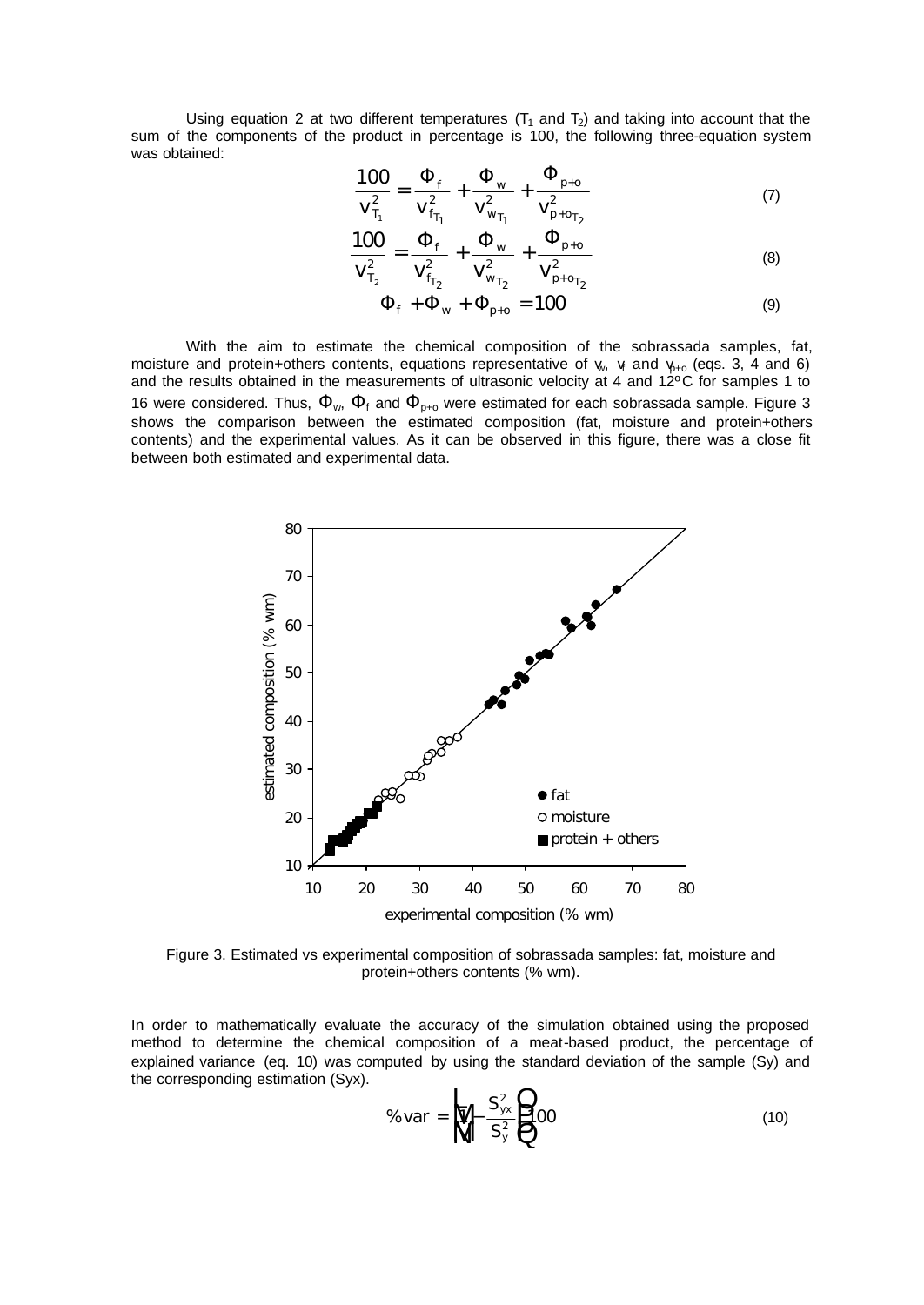Using equation 2 at two different temperatures ($T_1$ and $T_2$) and taking into account that the sum of the components of the product in percentage is 100, the following three-equation system was obtained:

$$\frac{100}{v_{T_1}^2} = \frac{\Phi_f}{v_{f_{T_1}}^2} + \frac{\Phi_w}{v_{w_{T_1}}^2} + \frac{\Phi_{p+o}}{v_{p+o_{T_2}}^2} \tag{7}$$

$$\frac{100}{v_{T_2}^2} = \frac{\Phi_f}{v_{f_{T_2}}^2} + \frac{\Phi_w}{v_{w_{T_2}}^2} + \frac{\Phi_{p+o}}{v_{p+o_{T_2}}^2} \tag{8}$$

$$\Phi_f + \Phi_w + \Phi_{p+o} = 100 \tag{9}$$

With the aim to estimate the chemical composition of the sobrassada samples, fat, moisture and protein+others contents, equations representative of $v_w$, $v_f$ and $v_{p+o}$ (eqs. 3, 4 and 6) and the results obtained in the measurements of ultrasonic velocity at 4 and 12ºC for samples 1 to 16 were considered. Thus, $\Phi_w$, $\Phi_f$ and $\Phi_{p+o}$ were estimated for each sobrassada sample. Figure 3 shows the comparison between the estimated composition (fat, moisture and protein+others contents) and the experimental values. As it can be observed in this figure, there was a close fit between both estimated and experimental data.

Figure 3. Estimated vs experimental composition of sobrassada samples: fat, moisture and protein+others contents (% wm).

In order to mathematically evaluate the accuracy of the simulation obtained using the proposed method to determine the chemical composition of a meat-based product, the percentage of explained variance (eq. 10) was computed by using the standard deviation of the sample (Sy) and the corresponding estimation (Syx).

$$\%\mathrm{var} = \left[1 - \frac{S_{yx}^2}{S_y^2}\right] 100 \tag{10}$$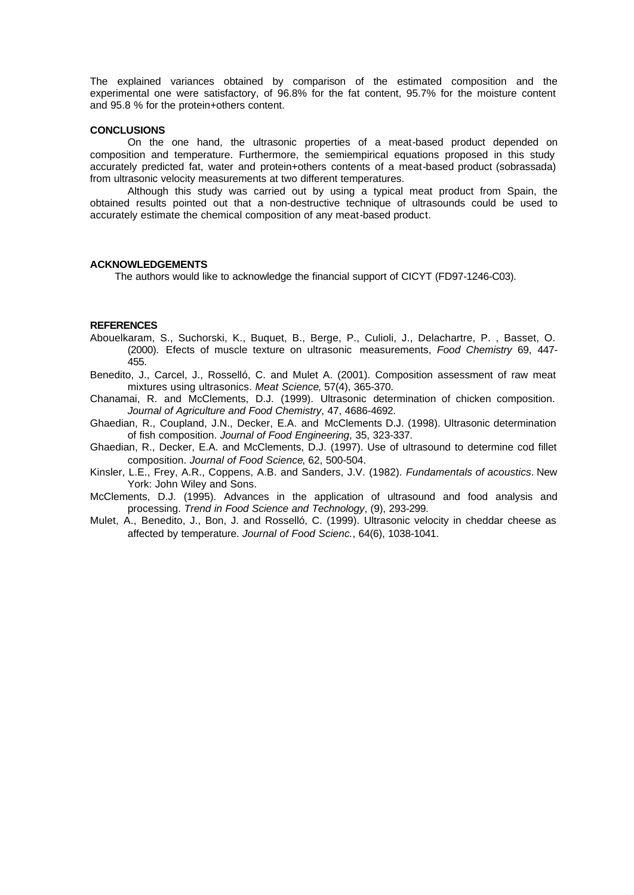The explained variances obtained by comparison of the estimated composition and the experimental one were satisfactory, of 96.8% for the fat content, 95.7% for the moisture content and 95.8 % for the protein+others content.

## CONCLUSIONS

On the one hand, the ultrasonic properties of a meat-based product depended on composition and temperature. Furthermore, the semiempirical equations proposed in this study accurately predicted fat, water and protein+others contents of a meat-based product (sobrassada) from ultrasonic velocity measurements at two different temperatures.

Although this study was carried out by using a typical meat product from Spain, the obtained results pointed out that a non-destructive technique of ultrasounds could be used to accurately estimate the chemical composition of any meat-based product.

## ACKNOWLEDGEMENTS

The authors would like to acknowledge the financial support of CICYT (FD97-1246-C03).

## REFERENCES

Abouelkaram, S., Suchorski, K., Buquet, B., Berge, P., Culioli, J., Delachartre, P. , Basset, O. (2000). Efects of muscle texture on ultrasonic measurements, *Food Chemistry* 69, 447-455.

Benedito, J., Carcel, J., Rosselló, C. and Mulet A. (2001). Composition assessment of raw meat mixtures using ultrasonics. *Meat Science*, 57(4), 365-370.

Chanamai, R. and McClements, D.J. (1999). Ultrasonic determination of chicken composition. *Journal of Agriculture and Food Chemistry*, 47, 4686-4692.

Ghaedian, R., Coupland, J.N., Decker, E.A. and McClements D.J. (1998). Ultrasonic determination of fish composition. *Journal of Food Engineering*, 35, 323-337.

Ghaedian, R., Decker, E.A. and McClements, D.J. (1997). Use of ultrasound to determine cod fillet composition. *Journal of Food Science*, 62, 500-504.

Kinsler, L.E., Frey, A.R., Coppens, A.B. and Sanders, J.V. (1982). *Fundamentals of acoustics*. New York: John Wiley and Sons.

McClements, D.J. (1995). Advances in the application of ultrasound and food analysis and processing. *Trend in Food Science and Technology*, (9), 293-299.

Mulet, A., Benedito, J., Bon, J. and Rosselló, C. (1999). Ultrasonic velocity in cheddar cheese as affected by temperature. *Journal of Food Scienc.*, 64(6), 1038-1041.